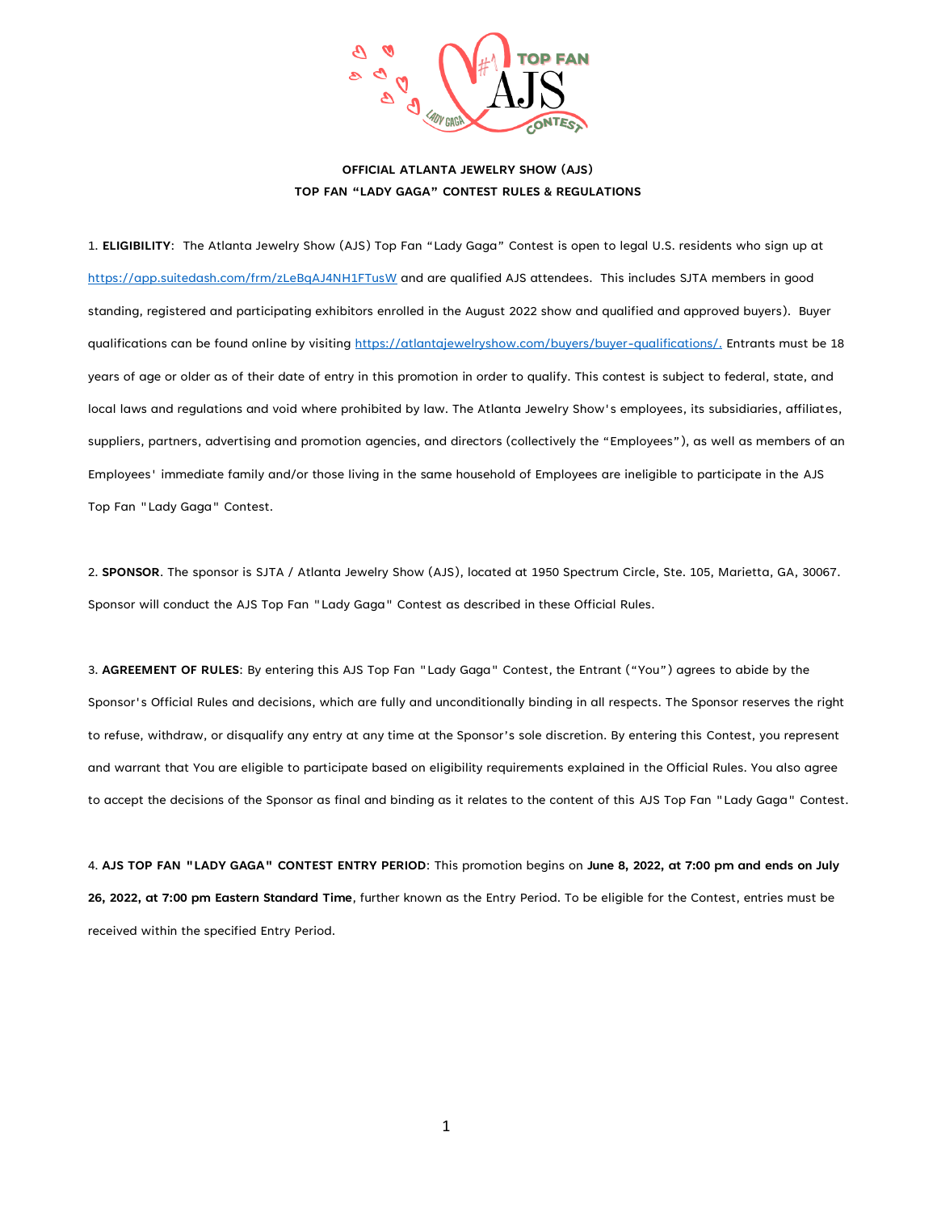# OFFICIAL ATLANTA JEWELRY SHOW (AJS)
# TOP FAN "LADY GAGA" CONTEST RULES & REGULATIONS

1. **ELIGIBILITY**: The Atlanta Jewelry Show (AJS) Top Fan "Lady Gaga" Contest is open to legal U.S. residents who sign up at https://app.suitedash.com/frm/zLeBqAJ4NH1FTusW and are qualified AJS attendees. This includes SJTA members in good standing, registered and participating exhibitors enrolled in the August 2022 show and qualified and approved buyers). Buyer qualifications can be found online by visiting https://atlantajewelryshow.com/buyers/buyer-qualifications/. Entrants must be 18 years of age or older as of their date of entry in this promotion in order to qualify. This contest is subject to federal, state, and local laws and regulations and void where prohibited by law. The Atlanta Jewelry Show's employees, its subsidiaries, affiliates, suppliers, partners, advertising and promotion agencies, and directors (collectively the "Employees"), as well as members of an Employees' immediate family and/or those living in the same household of Employees are ineligible to participate in the AJS Top Fan "Lady Gaga" Contest.

2. **SPONSOR**. The sponsor is SJTA / Atlanta Jewelry Show (AJS), located at 1950 Spectrum Circle, Ste. 105, Marietta, GA, 30067. Sponsor will conduct the AJS Top Fan "Lady Gaga" Contest as described in these Official Rules.

3. **AGREEMENT OF RULES**: By entering this AJS Top Fan "Lady Gaga" Contest, the Entrant ("You") agrees to abide by the Sponsor's Official Rules and decisions, which are fully and unconditionally binding in all respects. The Sponsor reserves the right to refuse, withdraw, or disqualify any entry at any time at the Sponsor's sole discretion. By entering this Contest, you represent and warrant that You are eligible to participate based on eligibility requirements explained in the Official Rules. You also agree to accept the decisions of the Sponsor as final and binding as it relates to the content of this AJS Top Fan "Lady Gaga" Contest.

4. **AJS TOP FAN "LADY GAGA" CONTEST ENTRY PERIOD**: This promotion begins on **June 8, 2022, at 7:00 pm and ends on July 26, 2022, at 7:00 pm Eastern Standard Time**, further known as the Entry Period. To be eligible for the Contest, entries must be received within the specified Entry Period.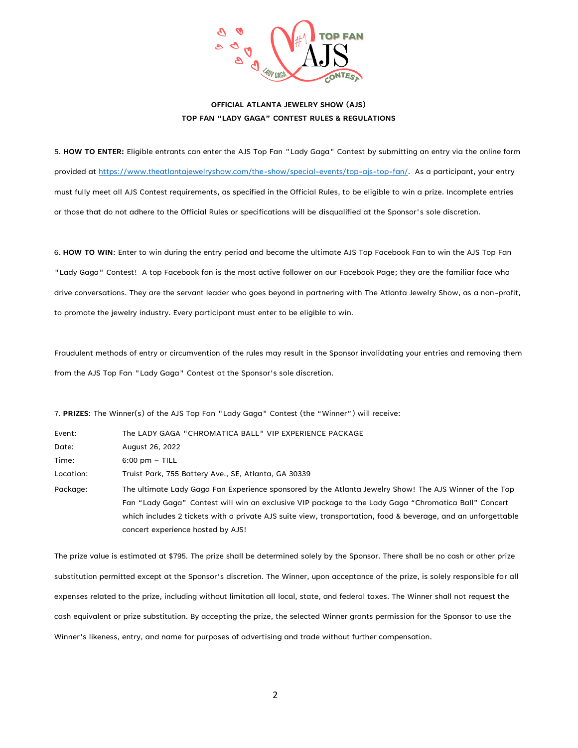**OFFICIAL ATLANTA JEWELRY SHOW (AJS)**
**TOP FAN "LADY GAGA" CONTEST RULES & REGULATIONS**

5. **HOW TO ENTER:** Eligible entrants can enter the AJS Top Fan "Lady Gaga" Contest by submitting an entry via the online form provided at [https://www.theatlantajewelryshow.com/the-show/special-events/top-ajs-top-fan/](https://www.theatlantajewelryshow.com/the-show/special-events/top-ajs-top-fan/). As a participant, your entry must fully meet all AJS Contest requirements, as specified in the Official Rules, to be eligible to win a prize. Incomplete entries or those that do not adhere to the Official Rules or specifications will be disqualified at the Sponsor's sole discretion.

6. **HOW TO WIN**: Enter to win during the entry period and become the ultimate AJS Top Facebook Fan to win the AJS Top Fan "Lady Gaga" Contest! A top Facebook fan is the most active follower on our Facebook Page; they are the familiar face who drive conversations. They are the servant leader who goes beyond in partnering with The Atlanta Jewelry Show, as a non-profit, to promote the jewelry industry. Every participant must enter to be eligible to win.

Fraudulent methods of entry or circumvention of the rules may result in the Sponsor invalidating your entries and removing them from the AJS Top Fan "Lady Gaga" Contest at the Sponsor's sole discretion.

7. **PRIZES**: The Winner(s) of the AJS Top Fan "Lady Gaga" Contest (the "Winner") will receive:

| | |
|---|---|
| Event: | The LADY GAGA "CHROMATICA BALL" VIP EXPERIENCE PACKAGE |
| Date: | August 26, 2022 |
| Time: | 6:00 pm – TILL |
| Location: | Truist Park, 755 Battery Ave., SE, Atlanta, GA 30339 |
| Package: | The ultimate Lady Gaga Fan Experience sponsored by the Atlanta Jewelry Show! The AJS Winner of the Top Fan "Lady Gaga" Contest will win an exclusive VIP package to the Lady Gaga "Chromatica Ball" Concert which includes 2 tickets with a private AJS suite view, transportation, food & beverage, and an unforgettable concert experience hosted by AJS! |

The prize value is estimated at $795. The prize shall be determined solely by the Sponsor. There shall be no cash or other prize substitution permitted except at the Sponsor's discretion. The Winner, upon acceptance of the prize, is solely responsible for all expenses related to the prize, including without limitation all local, state, and federal taxes. The Winner shall not request the cash equivalent or prize substitution. By accepting the prize, the selected Winner grants permission for the Sponsor to use the Winner's likeness, entry, and name for purposes of advertising and trade without further compensation.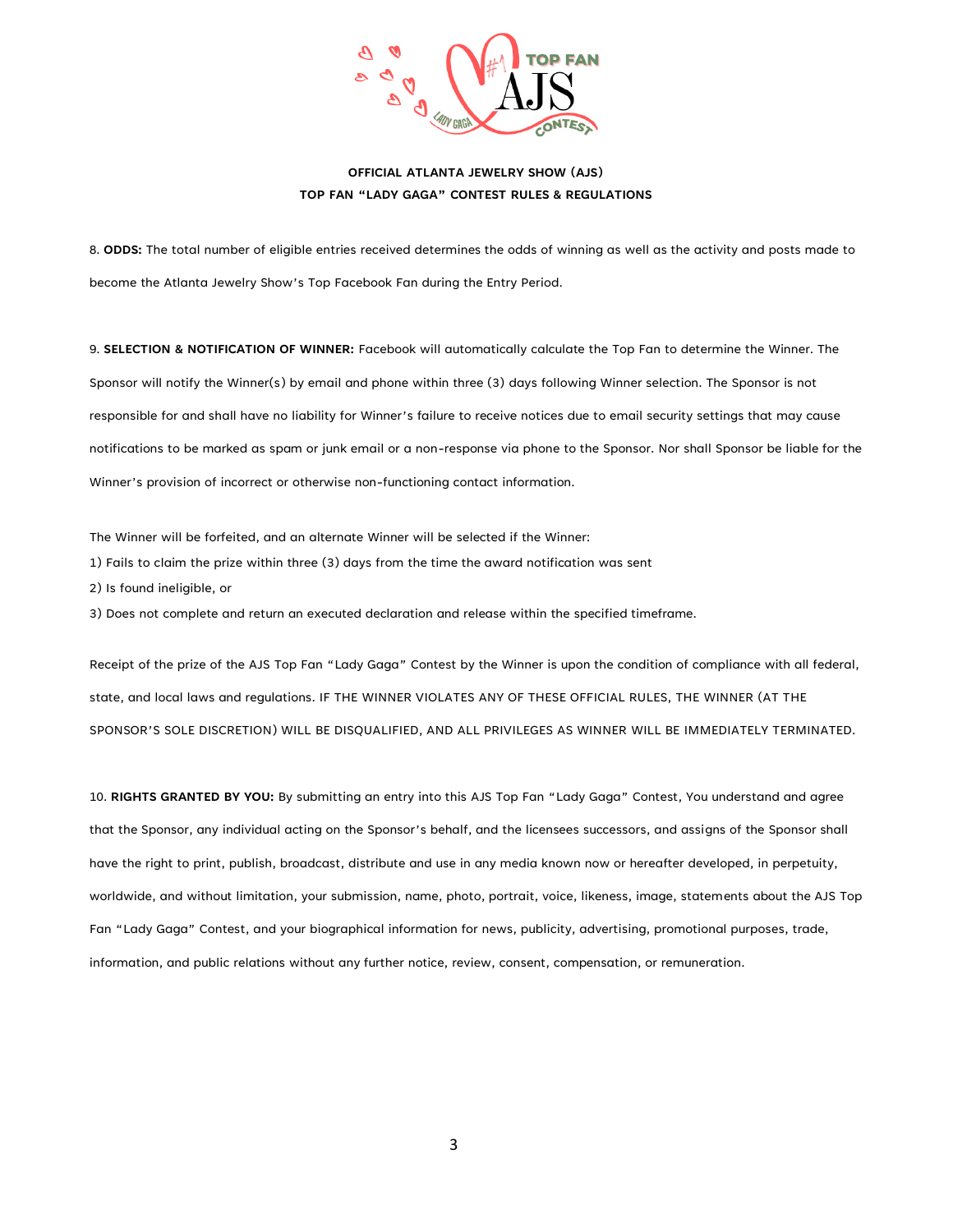**OFFICIAL ATLANTA JEWELRY SHOW (AJS)**
**TOP FAN "LADY GAGA" CONTEST RULES & REGULATIONS**

8. **ODDS:** The total number of eligible entries received determines the odds of winning as well as the activity and posts made to become the Atlanta Jewelry Show's Top Facebook Fan during the Entry Period.

9. **SELECTION & NOTIFICATION OF WINNER:** Facebook will automatically calculate the Top Fan to determine the Winner. The Sponsor will notify the Winner(s) by email and phone within three (3) days following Winner selection. The Sponsor is not responsible for and shall have no liability for Winner's failure to receive notices due to email security settings that may cause notifications to be marked as spam or junk email or a non-response via phone to the Sponsor. Nor shall Sponsor be liable for the Winner's provision of incorrect or otherwise non-functioning contact information.

The Winner will be forfeited, and an alternate Winner will be selected if the Winner:
1) Fails to claim the prize within three (3) days from the time the award notification was sent
2) Is found ineligible, or
3) Does not complete and return an executed declaration and release within the specified timeframe.

Receipt of the prize of the AJS Top Fan "Lady Gaga" Contest by the Winner is upon the condition of compliance with all federal, state, and local laws and regulations. IF THE WINNER VIOLATES ANY OF THESE OFFICIAL RULES, THE WINNER (AT THE SPONSOR'S SOLE DISCRETION) WILL BE DISQUALIFIED, AND ALL PRIVILEGES AS WINNER WILL BE IMMEDIATELY TERMINATED.

10. **RIGHTS GRANTED BY YOU:** By submitting an entry into this AJS Top Fan "Lady Gaga" Contest, You understand and agree that the Sponsor, any individual acting on the Sponsor's behalf, and the licensees successors, and assigns of the Sponsor shall have the right to print, publish, broadcast, distribute and use in any media known now or hereafter developed, in perpetuity, worldwide, and without limitation, your submission, name, photo, portrait, voice, likeness, image, statements about the AJS Top Fan "Lady Gaga" Contest, and your biographical information for news, publicity, advertising, promotional purposes, trade, information, and public relations without any further notice, review, consent, compensation, or remuneration.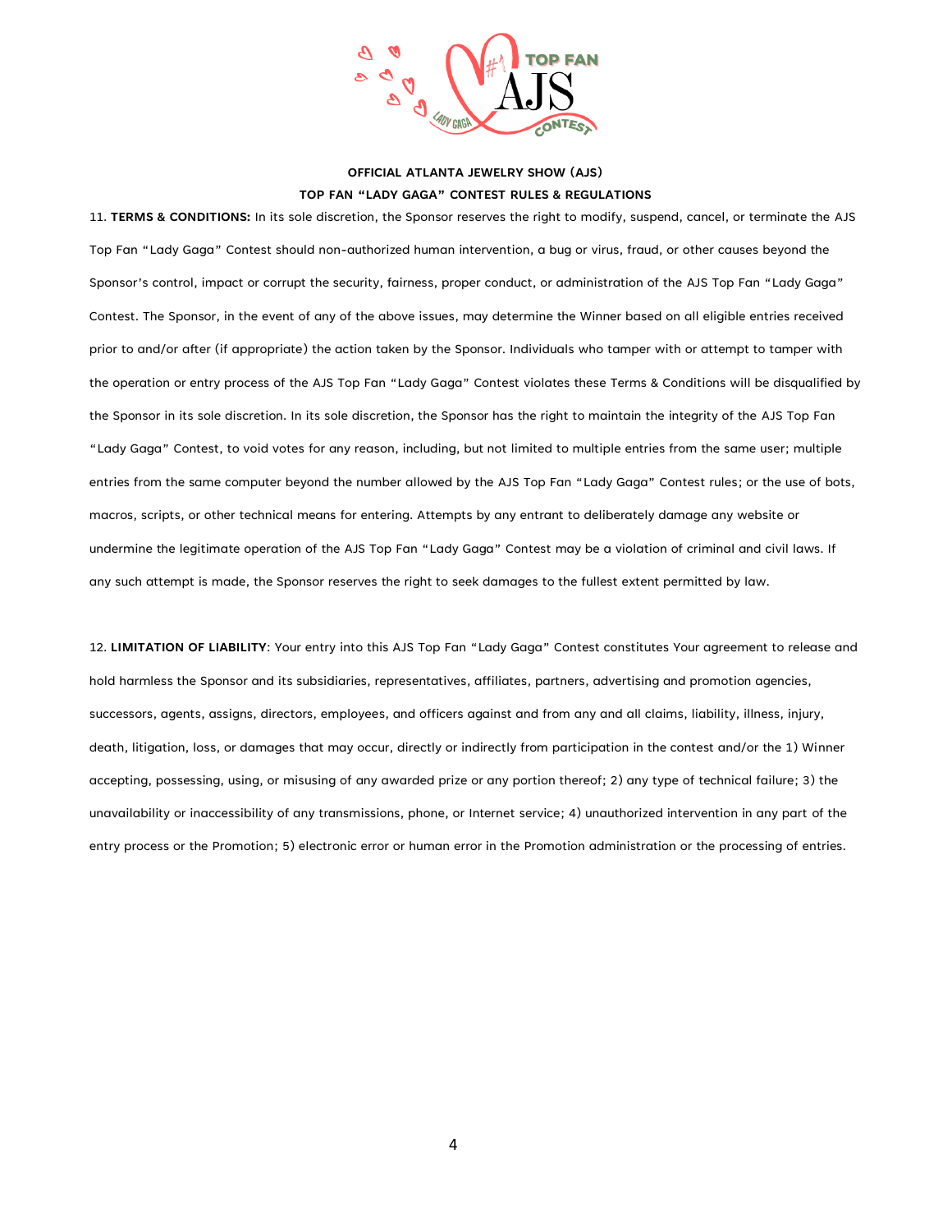**OFFICIAL ATLANTA JEWELRY SHOW (AJS)**

**TOP FAN "LADY GAGA" CONTEST RULES & REGULATIONS**

11. **TERMS & CONDITIONS:** In its sole discretion, the Sponsor reserves the right to modify, suspend, cancel, or terminate the AJS Top Fan "Lady Gaga" Contest should non-authorized human intervention, a bug or virus, fraud, or other causes beyond the Sponsor's control, impact or corrupt the security, fairness, proper conduct, or administration of the AJS Top Fan "Lady Gaga" Contest. The Sponsor, in the event of any of the above issues, may determine the Winner based on all eligible entries received prior to and/or after (if appropriate) the action taken by the Sponsor. Individuals who tamper with or attempt to tamper with the operation or entry process of the AJS Top Fan "Lady Gaga" Contest violates these Terms & Conditions will be disqualified by the Sponsor in its sole discretion. In its sole discretion, the Sponsor has the right to maintain the integrity of the AJS Top Fan "Lady Gaga" Contest, to void votes for any reason, including, but not limited to multiple entries from the same user; multiple entries from the same computer beyond the number allowed by the AJS Top Fan "Lady Gaga" Contest rules; or the use of bots, macros, scripts, or other technical means for entering. Attempts by any entrant to deliberately damage any website or undermine the legitimate operation of the AJS Top Fan "Lady Gaga" Contest may be a violation of criminal and civil laws. If any such attempt is made, the Sponsor reserves the right to seek damages to the fullest extent permitted by law.

12. **LIMITATION OF LIABILITY**: Your entry into this AJS Top Fan "Lady Gaga" Contest constitutes Your agreement to release and hold harmless the Sponsor and its subsidiaries, representatives, affiliates, partners, advertising and promotion agencies, successors, agents, assigns, directors, employees, and officers against and from any and all claims, liability, illness, injury, death, litigation, loss, or damages that may occur, directly or indirectly from participation in the contest and/or the 1) Winner accepting, possessing, using, or misusing of any awarded prize or any portion thereof; 2) any type of technical failure; 3) the unavailability or inaccessibility of any transmissions, phone, or Internet service; 4) unauthorized intervention in any part of the entry process or the Promotion; 5) electronic error or human error in the Promotion administration or the processing of entries.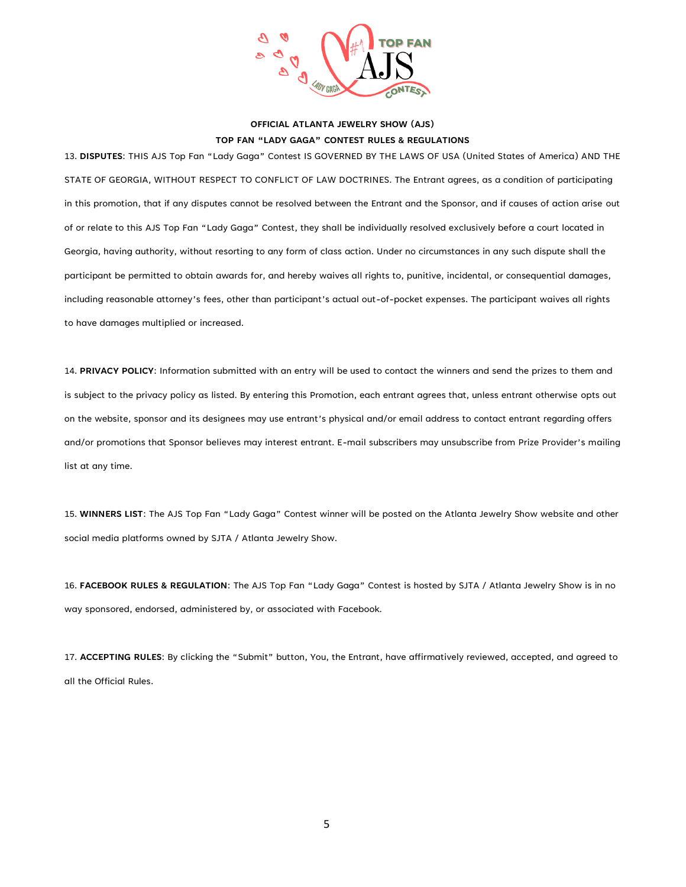**OFFICIAL ATLANTA JEWELRY SHOW (AJS)**

**TOP FAN "LADY GAGA" CONTEST RULES & REGULATIONS**

13. **DISPUTES**: THIS AJS Top Fan "Lady Gaga" Contest IS GOVERNED BY THE LAWS OF USA (United States of America) AND THE STATE OF GEORGIA, WITHOUT RESPECT TO CONFLICT OF LAW DOCTRINES. The Entrant agrees, as a condition of participating in this promotion, that if any disputes cannot be resolved between the Entrant and the Sponsor, and if causes of action arise out of or relate to this AJS Top Fan "Lady Gaga" Contest, they shall be individually resolved exclusively before a court located in Georgia, having authority, without resorting to any form of class action. Under no circumstances in any such dispute shall the participant be permitted to obtain awards for, and hereby waives all rights to, punitive, incidental, or consequential damages, including reasonable attorney's fees, other than participant's actual out-of-pocket expenses. The participant waives all rights to have damages multiplied or increased.

14. **PRIVACY POLICY**: Information submitted with an entry will be used to contact the winners and send the prizes to them and is subject to the privacy policy as listed. By entering this Promotion, each entrant agrees that, unless entrant otherwise opts out on the website, sponsor and its designees may use entrant's physical and/or email address to contact entrant regarding offers and/or promotions that Sponsor believes may interest entrant. E-mail subscribers may unsubscribe from Prize Provider's mailing list at any time.

15. **WINNERS LIST**: The AJS Top Fan "Lady Gaga" Contest winner will be posted on the Atlanta Jewelry Show website and other social media platforms owned by SJTA / Atlanta Jewelry Show.

16. **FACEBOOK RULES & REGULATION**: The AJS Top Fan "Lady Gaga" Contest is hosted by SJTA / Atlanta Jewelry Show is in no way sponsored, endorsed, administered by, or associated with Facebook.

17. **ACCEPTING RULES**: By clicking the "Submit" button, You, the Entrant, have affirmatively reviewed, accepted, and agreed to all the Official Rules.